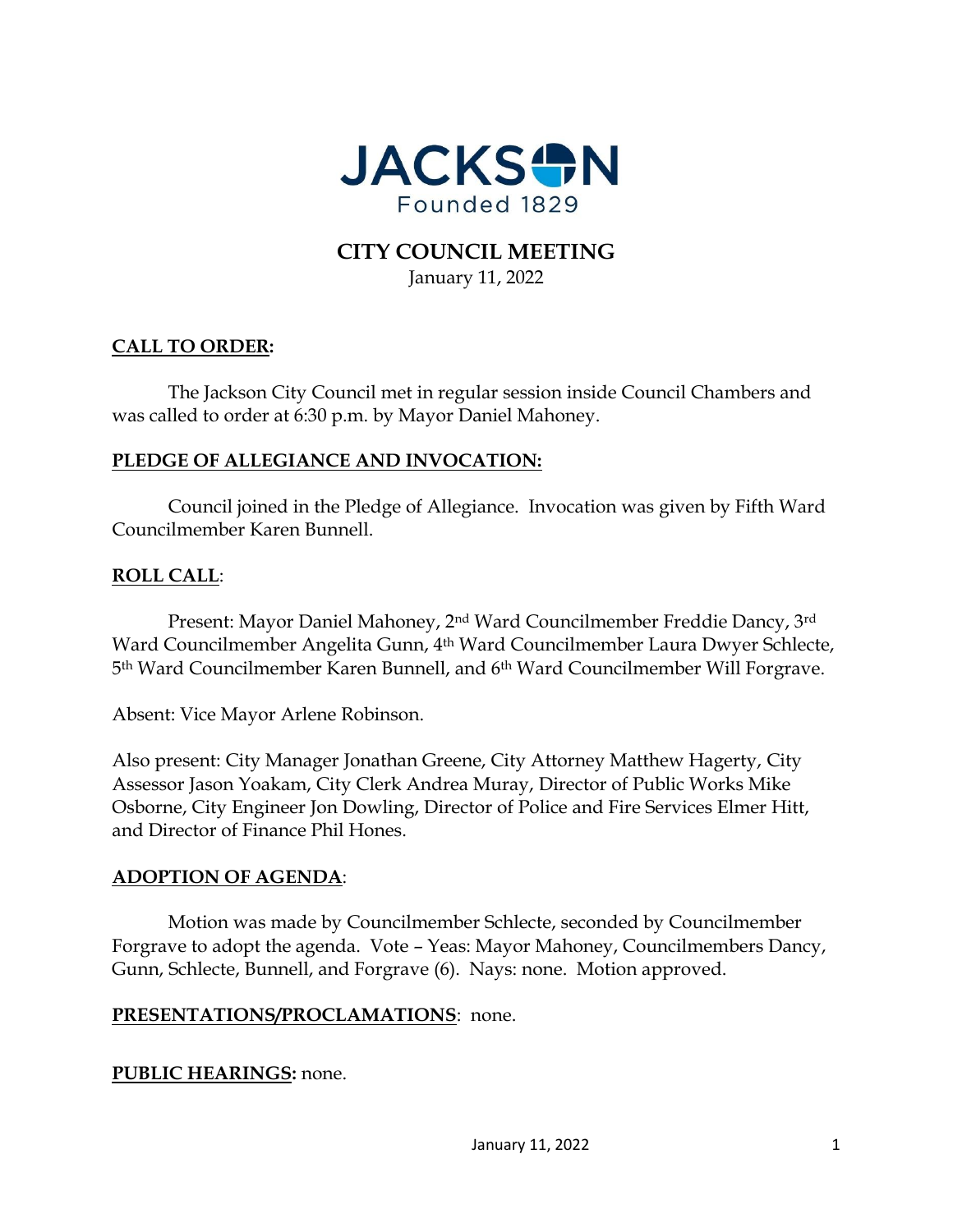# JACKSON

Founded 1829

## CITY COUNCIL MEETING

January 11, 2022

**CALL TO ORDER:**

The Jackson City Council met in regular session inside Council Chambers and was called to order at 6:30 p.m. by Mayor Daniel Mahoney.

**PLEDGE OF ALLEGIANCE AND INVOCATION:**

Council joined in the Pledge of Allegiance. Invocation was given by Fifth Ward Councilmember Karen Bunnell.

**ROLL CALL:**

Present: Mayor Daniel Mahoney, 2nd Ward Councilmember Freddie Dancy, 3rd Ward Councilmember Angelita Gunn, 4th Ward Councilmember Laura Dwyer Schlecte, 5th Ward Councilmember Karen Bunnell, and 6th Ward Councilmember Will Forgrave.

Absent: Vice Mayor Arlene Robinson.

Also present: City Manager Jonathan Greene, City Attorney Matthew Hagerty, City Assessor Jason Yoakam, City Clerk Andrea Muray, Director of Public Works Mike Osborne, City Engineer Jon Dowling, Director of Police and Fire Services Elmer Hitt, and Director of Finance Phil Hones.

**ADOPTION OF AGENDA:**

Motion was made by Councilmember Schlecte, seconded by Councilmember Forgrave to adopt the agenda. Vote – Yeas: Mayor Mahoney, Councilmembers Dancy, Gunn, Schlecte, Bunnell, and Forgrave (6). Nays: none. Motion approved.

**PRESENTATIONS/PROCLAMATIONS:** none.

**PUBLIC HEARINGS:** none.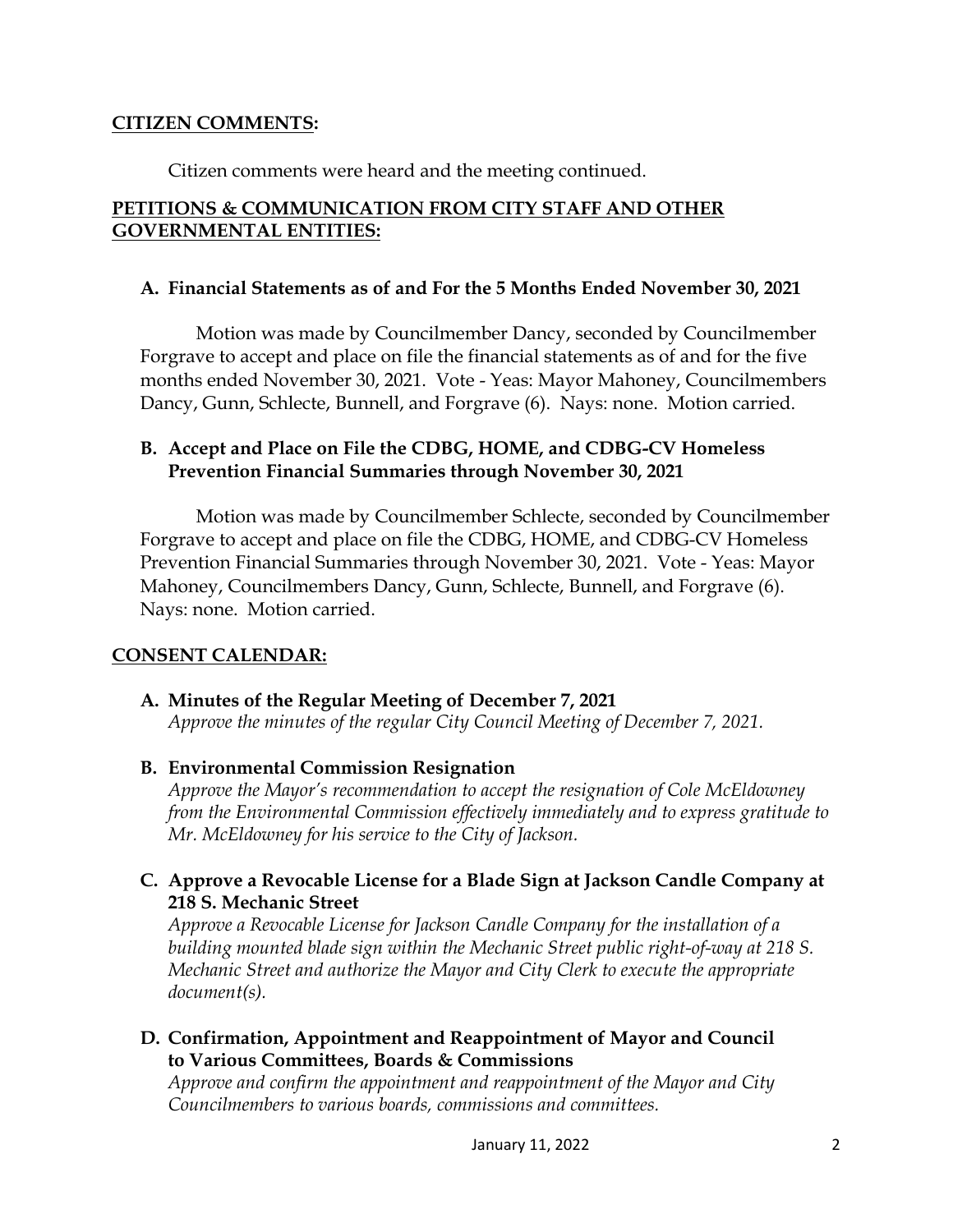## CITIZEN COMMENTS:

Citizen comments were heard and the meeting continued.

## PETITIONS & COMMUNICATION FROM CITY STAFF AND OTHER GOVERNMENTAL ENTITIES:

### A. Financial Statements as of and For the 5 Months Ended November 30, 2021

Motion was made by Councilmember Dancy, seconded by Councilmember Forgrave to accept and place on file the financial statements as of and for the five months ended November 30, 2021. Vote - Yeas: Mayor Mahoney, Councilmembers Dancy, Gunn, Schlecte, Bunnell, and Forgrave (6). Nays: none. Motion carried.

### B. Accept and Place on File the CDBG, HOME, and CDBG-CV Homeless Prevention Financial Summaries through November 30, 2021

Motion was made by Councilmember Schlecte, seconded by Councilmember Forgrave to accept and place on file the CDBG, HOME, and CDBG-CV Homeless Prevention Financial Summaries through November 30, 2021. Vote - Yeas: Mayor Mahoney, Councilmembers Dancy, Gunn, Schlecte, Bunnell, and Forgrave (6). Nays: none. Motion carried.

## CONSENT CALENDAR:

**A. Minutes of the Regular Meeting of December 7, 2021**
*Approve the minutes of the regular City Council Meeting of December 7, 2021.*

**B. Environmental Commission Resignation**
*Approve the Mayor's recommendation to accept the resignation of Cole McEldowney from the Environmental Commission effectively immediately and to express gratitude to Mr. McEldowney for his service to the City of Jackson.*

**C. Approve a Revocable License for a Blade Sign at Jackson Candle Company at 218 S. Mechanic Street**
*Approve a Revocable License for Jackson Candle Company for the installation of a building mounted blade sign within the Mechanic Street public right-of-way at 218 S. Mechanic Street and authorize the Mayor and City Clerk to execute the appropriate document(s).*

**D. Confirmation, Appointment and Reappointment of Mayor and Council to Various Committees, Boards & Commissions**
*Approve and confirm the appointment and reappointment of the Mayor and City Councilmembers to various boards, commissions and committees.*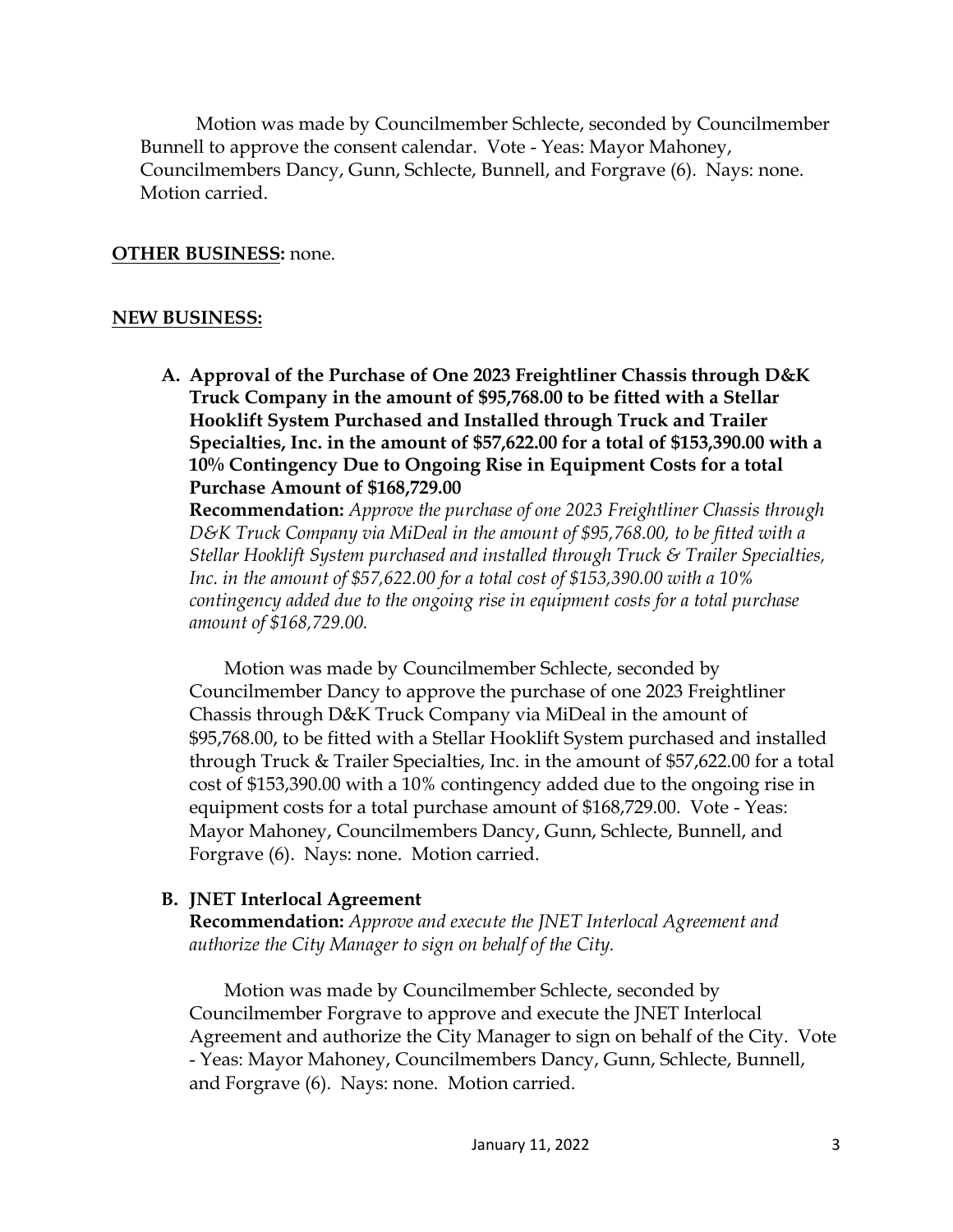Motion was made by Councilmember Schlecte, seconded by Councilmember Bunnell to approve the consent calendar. Vote - Yeas: Mayor Mahoney, Councilmembers Dancy, Gunn, Schlecte, Bunnell, and Forgrave (6). Nays: none. Motion carried.

**OTHER BUSINESS:** none.

**NEW BUSINESS:**

**A. Approval of the Purchase of One 2023 Freightliner Chassis through D&K Truck Company in the amount of $95,768.00 to be fitted with a Stellar Hooklift System Purchased and Installed through Truck and Trailer Specialties, Inc. in the amount of $57,622.00 for a total of $153,390.00 with a 10% Contingency Due to Ongoing Rise in Equipment Costs for a total Purchase Amount of $168,729.00**

**Recommendation:** *Approve the purchase of one 2023 Freightliner Chassis through D&K Truck Company via MiDeal in the amount of $95,768.00, to be fitted with a Stellar Hooklift System purchased and installed through Truck & Trailer Specialties, Inc. in the amount of $57,622.00 for a total cost of $153,390.00 with a 10% contingency added due to the ongoing rise in equipment costs for a total purchase amount of $168,729.00.*

Motion was made by Councilmember Schlecte, seconded by Councilmember Dancy to approve the purchase of one 2023 Freightliner Chassis through D&K Truck Company via MiDeal in the amount of $95,768.00, to be fitted with a Stellar Hooklift System purchased and installed through Truck & Trailer Specialties, Inc. in the amount of $57,622.00 for a total cost of $153,390.00 with a 10% contingency added due to the ongoing rise in equipment costs for a total purchase amount of $168,729.00. Vote - Yeas: Mayor Mahoney, Councilmembers Dancy, Gunn, Schlecte, Bunnell, and Forgrave (6). Nays: none. Motion carried.

**B. JNET Interlocal Agreement**

**Recommendation:** *Approve and execute the JNET Interlocal Agreement and authorize the City Manager to sign on behalf of the City.*

Motion was made by Councilmember Schlecte, seconded by Councilmember Forgrave to approve and execute the JNET Interlocal Agreement and authorize the City Manager to sign on behalf of the City. Vote - Yeas: Mayor Mahoney, Councilmembers Dancy, Gunn, Schlecte, Bunnell, and Forgrave (6). Nays: none. Motion carried.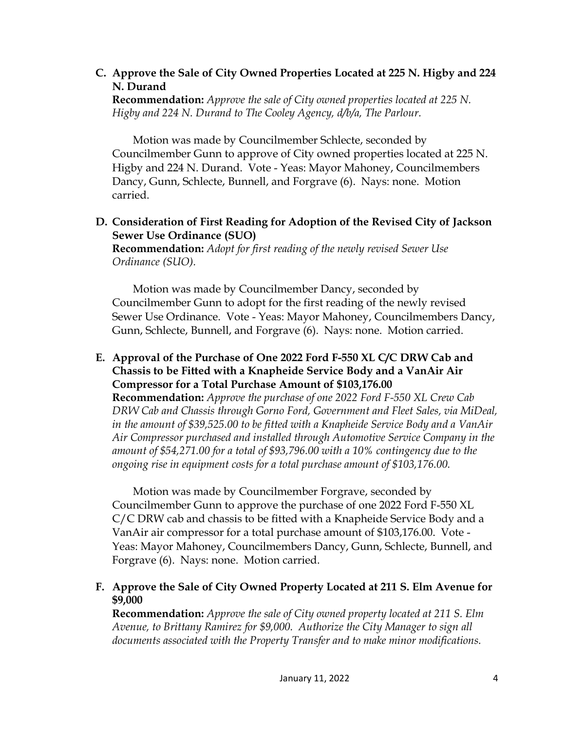**C. Approve the Sale of City Owned Properties Located at 225 N. Higby and 224 N. Durand**

**Recommendation:** *Approve the sale of City owned properties located at 225 N. Higby and 224 N. Durand to The Cooley Agency, d/b/a, The Parlour.*

Motion was made by Councilmember Schlecte, seconded by Councilmember Gunn to approve of City owned properties located at 225 N. Higby and 224 N. Durand. Vote - Yeas: Mayor Mahoney, Councilmembers Dancy, Gunn, Schlecte, Bunnell, and Forgrave (6). Nays: none. Motion carried.

**D. Consideration of First Reading for Adoption of the Revised City of Jackson Sewer Use Ordinance (SUO)**

**Recommendation:** *Adopt for first reading of the newly revised Sewer Use Ordinance (SUO).*

Motion was made by Councilmember Dancy, seconded by Councilmember Gunn to adopt for the first reading of the newly revised Sewer Use Ordinance. Vote - Yeas: Mayor Mahoney, Councilmembers Dancy, Gunn, Schlecte, Bunnell, and Forgrave (6). Nays: none. Motion carried.

**E. Approval of the Purchase of One 2022 Ford F-550 XL C/C DRW Cab and Chassis to be Fitted with a Knapheide Service Body and a VanAir Air Compressor for a Total Purchase Amount of $103,176.00**

**Recommendation:** *Approve the purchase of one 2022 Ford F-550 XL Crew Cab DRW Cab and Chassis through Gorno Ford, Government and Fleet Sales, via MiDeal, in the amount of $39,525.00 to be fitted with a Knapheide Service Body and a VanAir Air Compressor purchased and installed through Automotive Service Company in the amount of $54,271.00 for a total of $93,796.00 with a 10% contingency due to the ongoing rise in equipment costs for a total purchase amount of $103,176.00.*

Motion was made by Councilmember Forgrave, seconded by Councilmember Gunn to approve the purchase of one 2022 Ford F-550 XL C/C DRW cab and chassis to be fitted with a Knapheide Service Body and a VanAir air compressor for a total purchase amount of $103,176.00. Vote - Yeas: Mayor Mahoney, Councilmembers Dancy, Gunn, Schlecte, Bunnell, and Forgrave (6). Nays: none. Motion carried.

**F. Approve the Sale of City Owned Property Located at 211 S. Elm Avenue for $9,000**

**Recommendation:** *Approve the sale of City owned property located at 211 S. Elm Avenue, to Brittany Ramirez for $9,000. Authorize the City Manager to sign all documents associated with the Property Transfer and to make minor modifications.*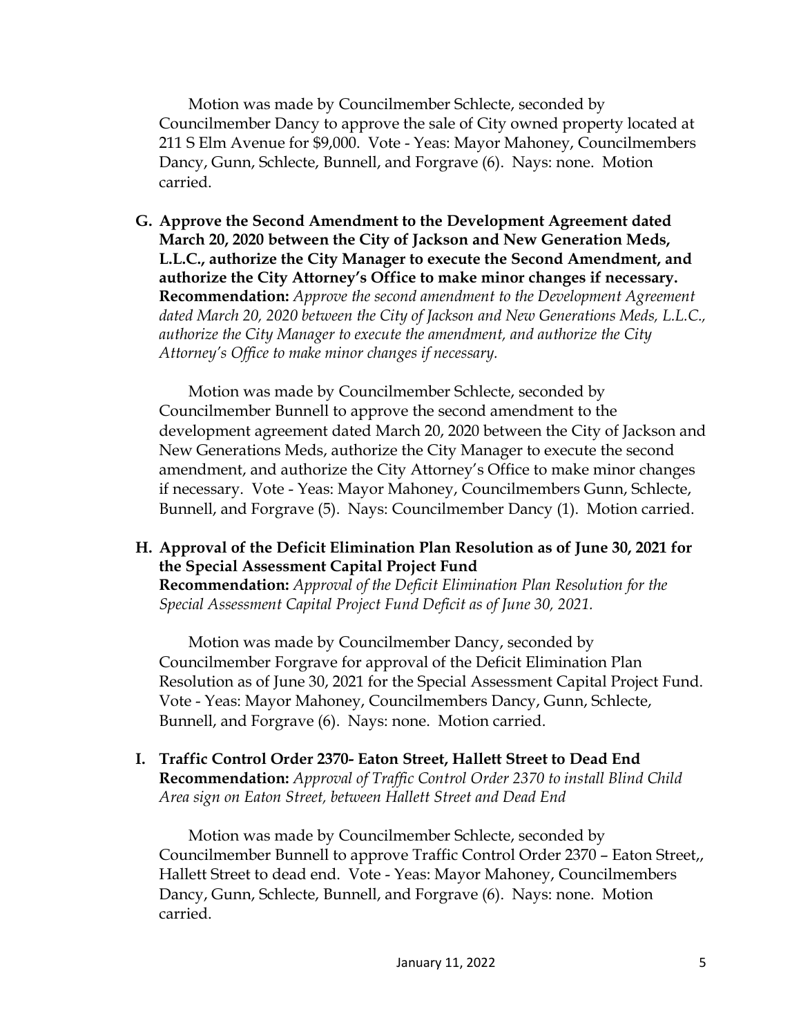Motion was made by Councilmember Schlecte, seconded by Councilmember Dancy to approve the sale of City owned property located at 211 S Elm Avenue for $9,000. Vote - Yeas: Mayor Mahoney, Councilmembers Dancy, Gunn, Schlecte, Bunnell, and Forgrave (6). Nays: none. Motion carried.

**G. Approve the Second Amendment to the Development Agreement dated March 20, 2020 between the City of Jackson and New Generation Meds, L.L.C., authorize the City Manager to execute the Second Amendment, and authorize the City Attorney's Office to make minor changes if necessary.**
**Recommendation:** *Approve the second amendment to the Development Agreement dated March 20, 2020 between the City of Jackson and New Generations Meds, L.L.C., authorize the City Manager to execute the amendment, and authorize the City Attorney's Office to make minor changes if necessary.*

Motion was made by Councilmember Schlecte, seconded by Councilmember Bunnell to approve the second amendment to the development agreement dated March 20, 2020 between the City of Jackson and New Generations Meds, authorize the City Manager to execute the second amendment, and authorize the City Attorney's Office to make minor changes if necessary. Vote - Yeas: Mayor Mahoney, Councilmembers Gunn, Schlecte, Bunnell, and Forgrave (5). Nays: Councilmember Dancy (1). Motion carried.

**H. Approval of the Deficit Elimination Plan Resolution as of June 30, 2021 for the Special Assessment Capital Project Fund**
**Recommendation:** *Approval of the Deficit Elimination Plan Resolution for the Special Assessment Capital Project Fund Deficit as of June 30, 2021.*

Motion was made by Councilmember Dancy, seconded by Councilmember Forgrave for approval of the Deficit Elimination Plan Resolution as of June 30, 2021 for the Special Assessment Capital Project Fund. Vote - Yeas: Mayor Mahoney, Councilmembers Dancy, Gunn, Schlecte, Bunnell, and Forgrave (6). Nays: none. Motion carried.

**I. Traffic Control Order 2370- Eaton Street, Hallett Street to Dead End**
**Recommendation:** *Approval of Traffic Control Order 2370 to install Blind Child Area sign on Eaton Street, between Hallett Street and Dead End*

Motion was made by Councilmember Schlecte, seconded by Councilmember Bunnell to approve Traffic Control Order 2370 – Eaton Street,, Hallett Street to dead end. Vote - Yeas: Mayor Mahoney, Councilmembers Dancy, Gunn, Schlecte, Bunnell, and Forgrave (6). Nays: none. Motion carried.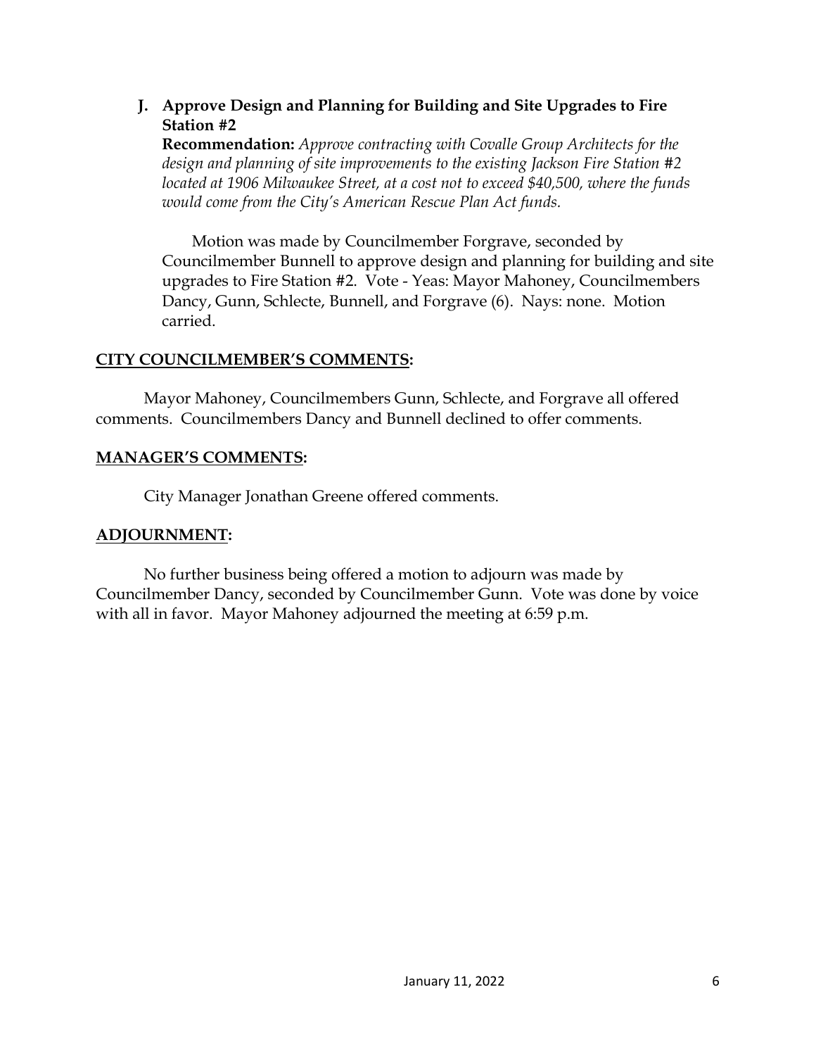**J. Approve Design and Planning for Building and Site Upgrades to Fire Station #2**

**Recommendation:** *Approve contracting with Covalle Group Architects for the design and planning of site improvements to the existing Jackson Fire Station #2 located at 1906 Milwaukee Street, at a cost not to exceed $40,500, where the funds would come from the City's American Rescue Plan Act funds.*

Motion was made by Councilmember Forgrave, seconded by Councilmember Bunnell to approve design and planning for building and site upgrades to Fire Station #2. Vote - Yeas: Mayor Mahoney, Councilmembers Dancy, Gunn, Schlecte, Bunnell, and Forgrave (6). Nays: none. Motion carried.

## CITY COUNCILMEMBER'S COMMENTS:

Mayor Mahoney, Councilmembers Gunn, Schlecte, and Forgrave all offered comments. Councilmembers Dancy and Bunnell declined to offer comments.

## MANAGER'S COMMENTS:

City Manager Jonathan Greene offered comments.

## ADJOURNMENT:

No further business being offered a motion to adjourn was made by Councilmember Dancy, seconded by Councilmember Gunn. Vote was done by voice with all in favor. Mayor Mahoney adjourned the meeting at 6:59 p.m.